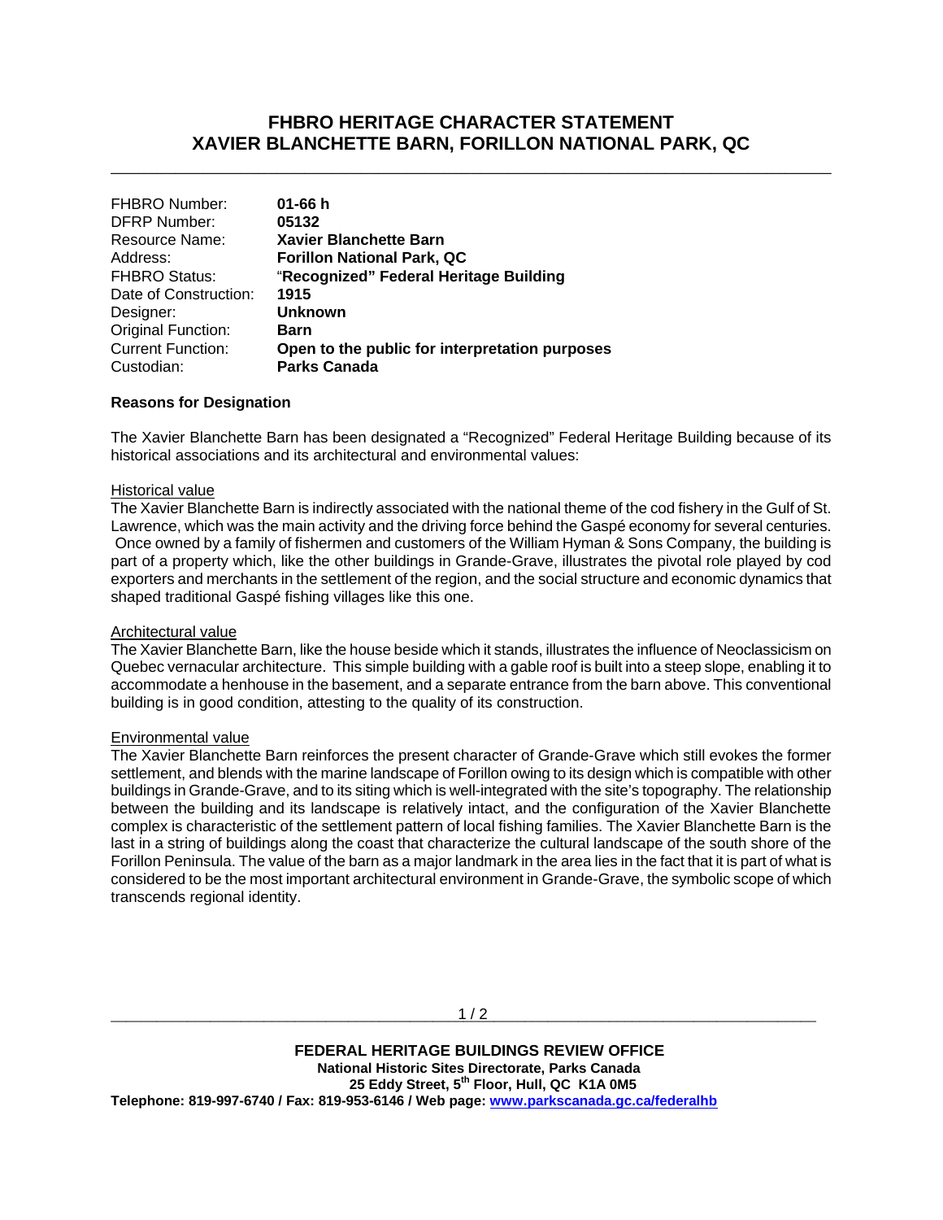# FHBRO HERITAGE CHARACTER STATEMENT
# XAVIER BLANCHETTE BARN, FORILLON NATIONAL PARK, QC

| | |
|---|---|
| FHBRO Number: | **01-66 h** |
| DFRP Number: | **05132** |
| Resource Name: | **Xavier Blanchette Barn** |
| Address: | **Forillon National Park, QC** |
| FHBRO Status: | "**Recognized" Federal Heritage Building** |
| Date of Construction: | **1915** |
| Designer: | **Unknown** |
| Original Function: | **Barn** |
| Current Function: | **Open to the public for interpretation purposes** |
| Custodian: | **Parks Canada** |

**Reasons for Designation**

The Xavier Blanchette Barn has been designated a "Recognized" Federal Heritage Building because of its historical associations and its architectural and environmental values:

Historical value
The Xavier Blanchette Barn is indirectly associated with the national theme of the cod fishery in the Gulf of St. Lawrence, which was the main activity and the driving force behind the Gaspé economy for several centuries. Once owned by a family of fishermen and customers of the William Hyman & Sons Company, the building is part of a property which, like the other buildings in Grande-Grave, illustrates the pivotal role played by cod exporters and merchants in the settlement of the region, and the social structure and economic dynamics that shaped traditional Gaspé fishing villages like this one.

Architectural value
The Xavier Blanchette Barn, like the house beside which it stands, illustrates the influence of Neoclassicism on Quebec vernacular architecture. This simple building with a gable roof is built into a steep slope, enabling it to accommodate a henhouse in the basement, and a separate entrance from the barn above. This conventional building is in good condition, attesting to the quality of its construction.

Environmental value
The Xavier Blanchette Barn reinforces the present character of Grande-Grave which still evokes the former settlement, and blends with the marine landscape of Forillon owing to its design which is compatible with other buildings in Grande-Grave, and to its siting which is well-integrated with the site's topography. The relationship between the building and its landscape is relatively intact, and the configuration of the Xavier Blanchette complex is characteristic of the settlement pattern of local fishing families. The Xavier Blanchette Barn is the last in a string of buildings along the coast that characterize the cultural landscape of the south shore of the Forillon Peninsula. The value of the barn as a major landmark in the area lies in the fact that it is part of what is considered to be the most important architectural environment in Grande-Grave, the symbolic scope of which transcends regional identity.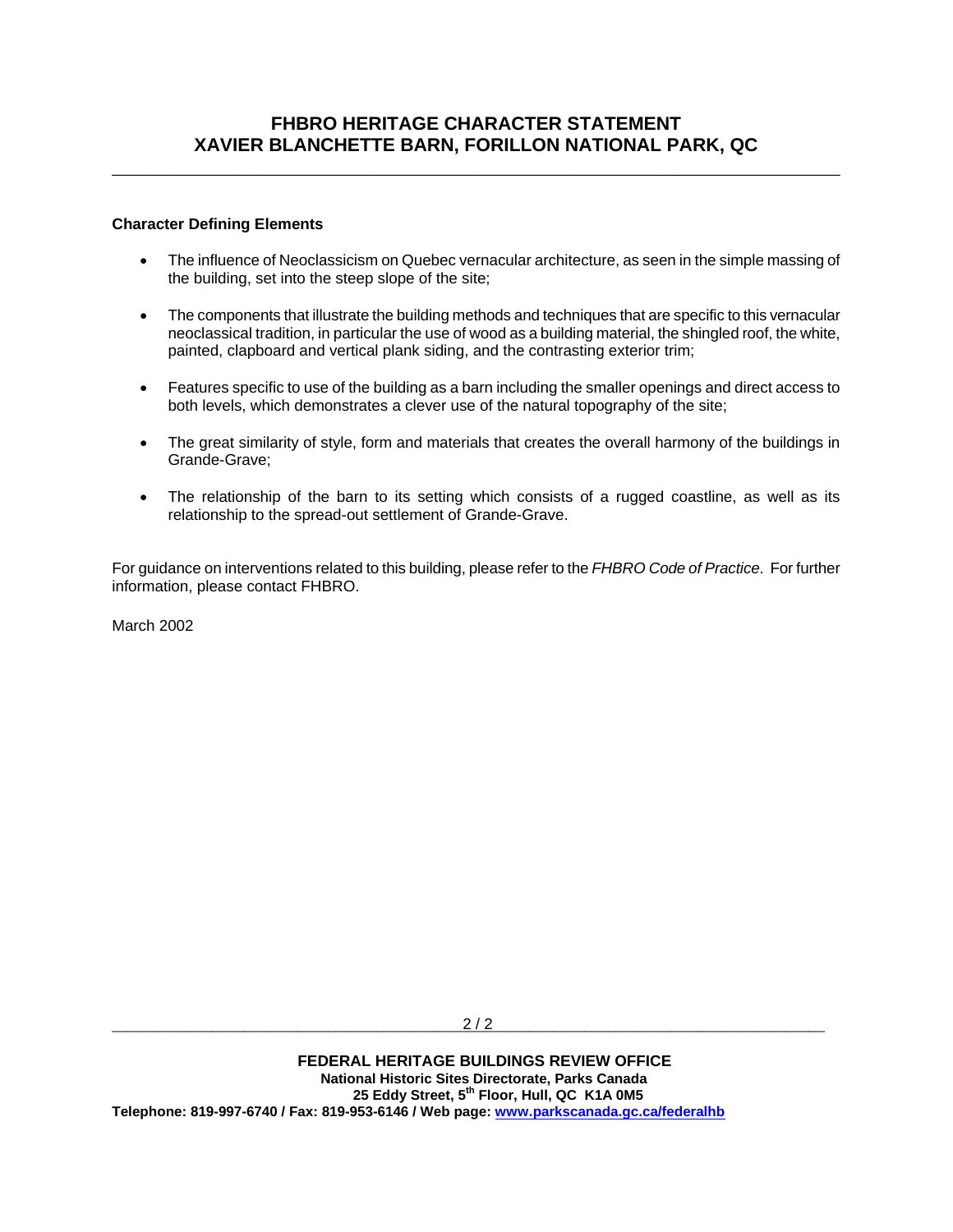**Character Defining Elements**

- The influence of Neoclassicism on Quebec vernacular architecture, as seen in the simple massing of the building, set into the steep slope of the site;
- The components that illustrate the building methods and techniques that are specific to this vernacular neoclassical tradition, in particular the use of wood as a building material, the shingled roof, the white, painted, clapboard and vertical plank siding, and the contrasting exterior trim;
- Features specific to use of the building as a barn including the smaller openings and direct access to both levels, which demonstrates a clever use of the natural topography of the site;
- The great similarity of style, form and materials that creates the overall harmony of the buildings in Grande-Grave;
- The relationship of the barn to its setting which consists of a rugged coastline, as well as its relationship to the spread-out settlement of Grande-Grave.

For guidance on interventions related to this building, please refer to the *FHBRO Code of Practice*. For further information, please contact FHBRO.

March 2002